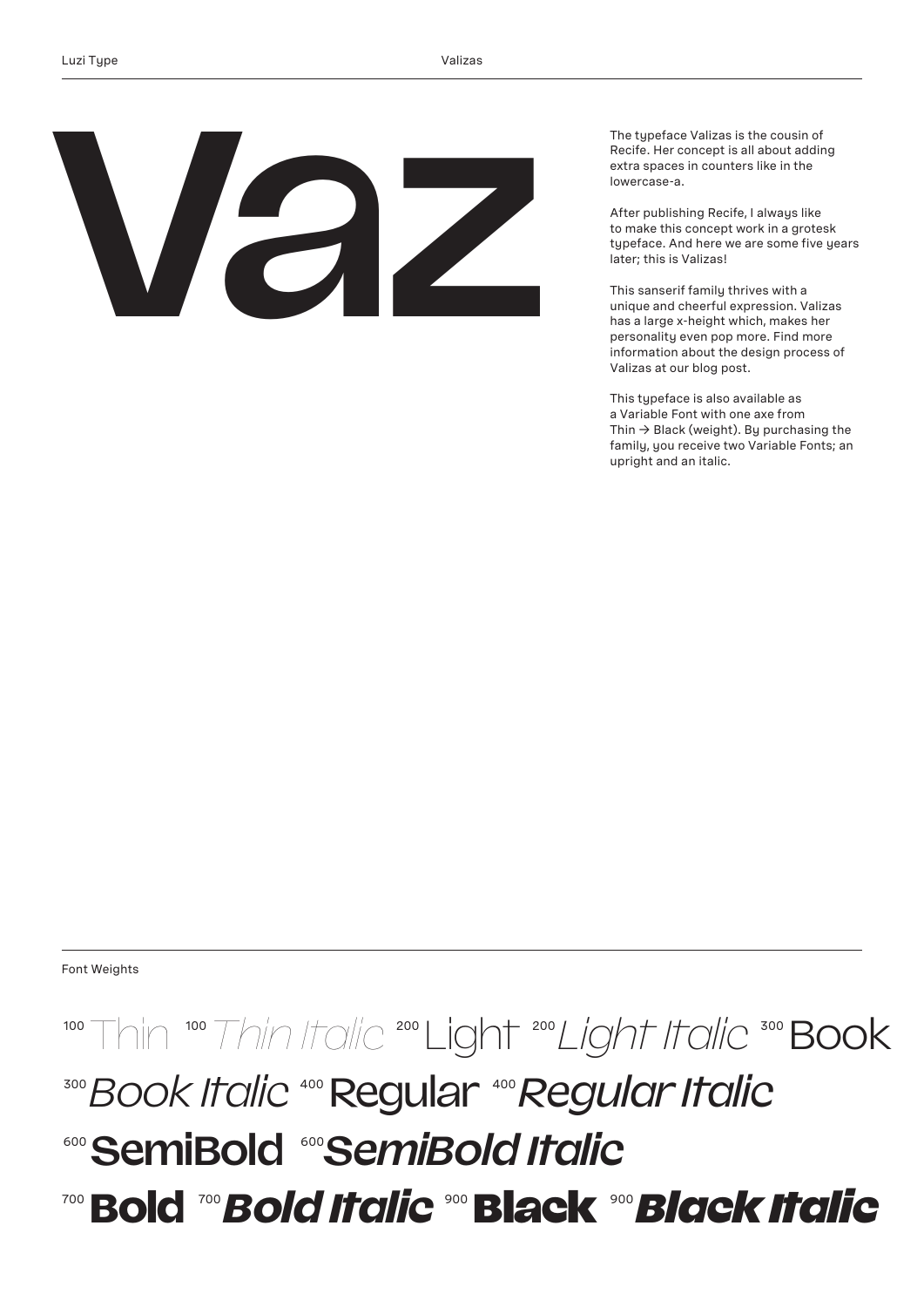# Vaz

The typeface Valizas is the cousin of Recife. Her concept is all about adding extra spaces in counters like in the lowercase-a.

After publishing Recife, I always like to make this concept work in a grotesk typeface. And here we are some five years later; this is Valizas!

This sanserif family thrives with a unique and cheerful expression. Valizas has a large x-height which, makes her personality even pop more. Find more information about the design process of Valizas at our blog post.

This typeface is also available as a Variable Font with one axe from Thin → Black (weight). By purchasing the family, you receive two Variable Fonts; an upright and an italic.

## Font Weights

100 Thin 100 *Thin Italic* 200 Light 200 *Light Italic* 300 Book
300 *Book Italic* 400 Regular 400 *Regular Italic*
600 **SemiBold** 600 ***SemiBold Italic***
700 **Bold** 700 ***Bold Italic*** 900 **Black** 900 ***Black Italic***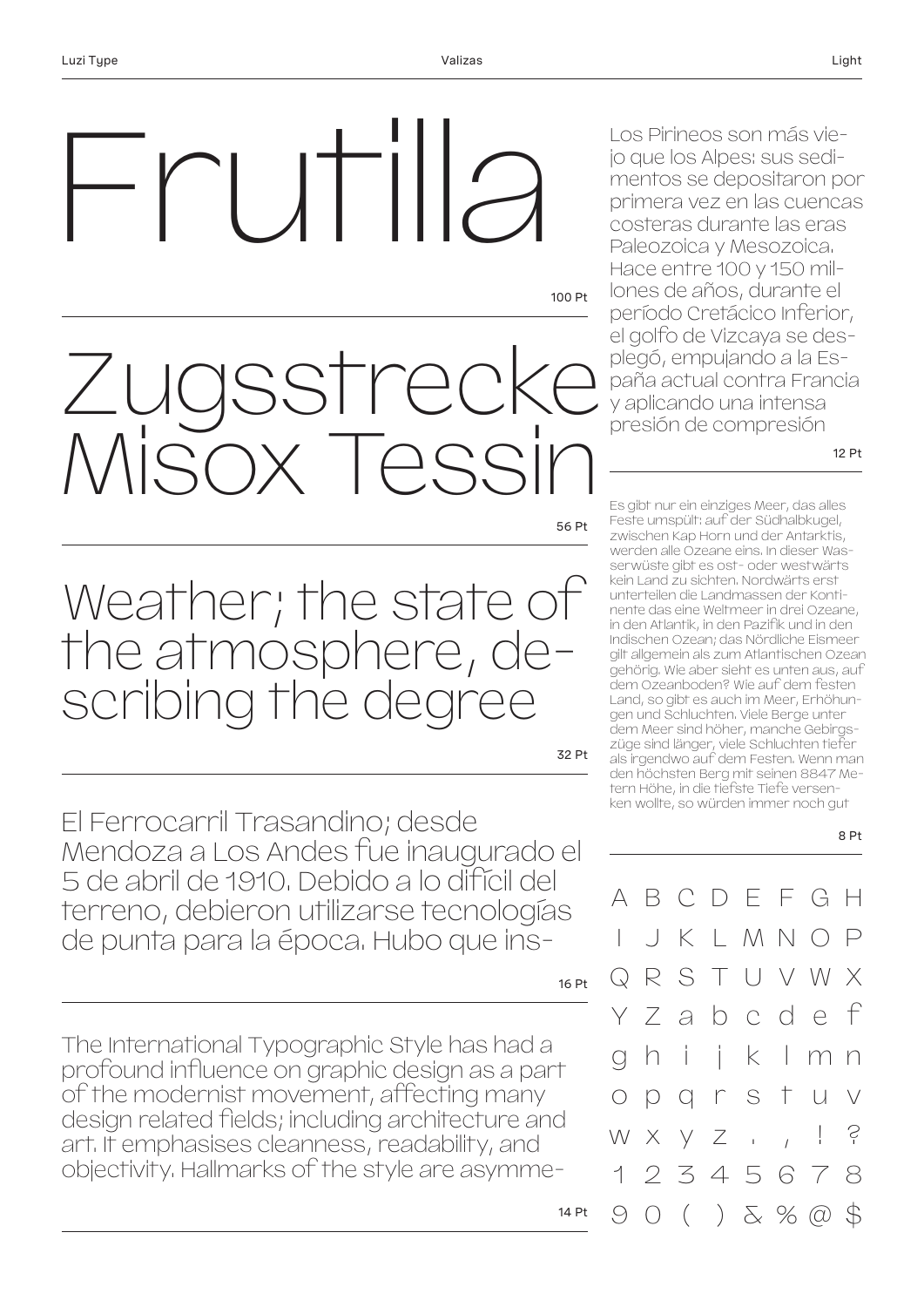# Frutilla

100 Pt

# Zugsstrecke Misox Tessin

56 Pt

## Weather; the state of the atmosphere, describing the degree

32 Pt

El Ferrocarril Trasandino; desde Mendoza a Los Andes fue inaugurado el 5 de abril de 1910. Debido a lo difícil del terreno, debieron utilizarse tecnologías de punta para la época. Hubo que ins-

16 Pt

The International Typographic Style has had a profound influence on graphic design as a part of the modernist movement, affecting many design related fields; including architecture and art. It emphasises cleanness, readability, and objectivity. Hallmarks of the style are asymme-

14 Pt

Los Pirineos son más viejo que los Alpes: sus sedimentos se depositaron por primera vez en las cuencas costeras durante las eras Paleozoica y Mesozoica. Hace entre 100 y 150 millones de años, durante el período Cretácico Inferior, el golfo de Vizcaya se desplegó, empujando a la España actual contra Francia y aplicando una intensa presión de compresión

12 Pt

Es gibt nur ein einziges Meer, das alles Feste umspült: auf der Südhalbkugel, zwischen Kap Horn und der Antarktis, werden alle Ozeane eins. In dieser Wasserwüste gibt es ost- oder westwärts kein Land zu sichten. Nordwärts erst unterteilen die Landmassen der Kontinente das eine Weltmeer in drei Ozeane, in den Atlantik, in den Pazifik und in den Indischen Ozean; das Nördliche Eismeer gilt allgemein als zum Atlantischen Ozean gehörig. Wie aber sieht es unten aus, auf dem Ozeanboden? Wie auf dem festen Land, so gibt es auch im Meer, Erhöhungen und Schluchten. Viele Berge unter dem Meer sind höher, manche Gebirgszüge sind länger, viele Schluchten tiefer als irgendwo auf dem Festen. Wenn man den höchsten Berg mit seinen 8847 Metern Höhe, in die tiefste Tiefe versenken wollte, so würden immer noch gut

8 Pt

A B C D E F G H
I J K L M N O P
Q R S T U V W X
Y Z a b c d e f
g h i j k l m n
o p q r s t u v
w x y z . , ! ?
1 2 3 4 5 6 7 8
9 0 ( ) & % @ $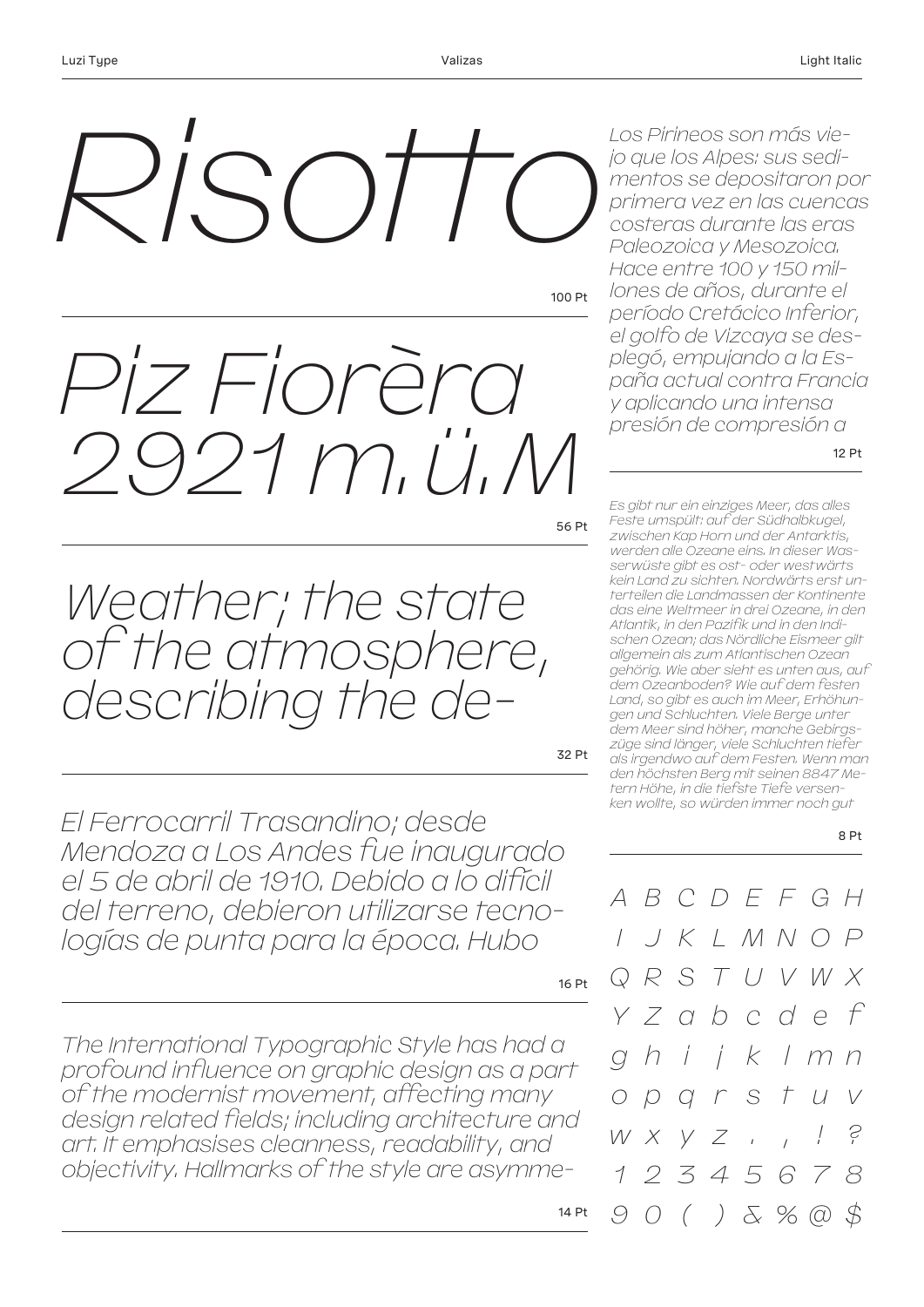*Risotto*

100 Pt

*Piz Fiorèra 2921 m.ü.M*

56 Pt

*Weather; the state of the atmosphere, describing the de-*

32 Pt

*El Ferrocarril Trasandino; desde Mendoza a Los Andes fue inaugurado el 5 de abril de 1910. Debido a lo difícil del terreno, debieron utilizarse tecnologías de punta para la época. Hubo*

16 Pt

*The International Typographic Style has had a profound influence on graphic design as a part of the modernist movement, affecting many design related fields; including architecture and art. It emphasises cleanness, readability, and objectivity. Hallmarks of the style are asymme-*

14 Pt

*Los Pirineos son más viejo que los Alpes: sus sedimentos se depositaron por primera vez en las cuencas costeras durante las eras Paleozoica y Mesozoica. Hace entre 100 y 150 millones de años, durante el período Cretácico Inferior, el golfo de Vizcaya se desplegó, empujando a la España actual contra Francia y aplicando una intensa presión de compresión a*

12 Pt

*Es gibt nur ein einziges Meer, das alles Feste umspült: auf der Südhalbkugel, zwischen Kap Horn und der Antarktis, werden alle Ozeane eins. In dieser Wasserwüste gibt es ost- oder westwärts kein Land zu sichten. Nordwärts erst unterteilen die Landmassen der Kontinente das eine Weltmeer in drei Ozeane, in den Atlantik, in den Pazifik und in den Indischen Ozean; das Nördliche Eismeer gilt allgemein als zum Atlantischen Ozean gehörig. Wie aber sieht es unten aus, auf dem Ozeanboden? Wie auf dem festen Land, so gibt es auch im Meer, Erhöhungen und Schluchten. Viele Berge unter dem Meer sind höher, manche Gebirgszüge sind länger, viele Schluchten tiefer als irgendwo auf dem Festen. Wenn man den höchsten Berg mit seinen 8847 Metern Höhe, in die tiefste Tiefe versenken wollte, so würden immer noch gut*

8 Pt

*A B C D E F G H*
*I J K L M N O P*
*Q R S T U V W X*
*Y Z a b c d e f*
*g h i j k l m n*
*o p q r s t u v*
*w x y z . , ! ?*
*1 2 3 4 5 6 7 8*
*9 0 ( ) & % @ $*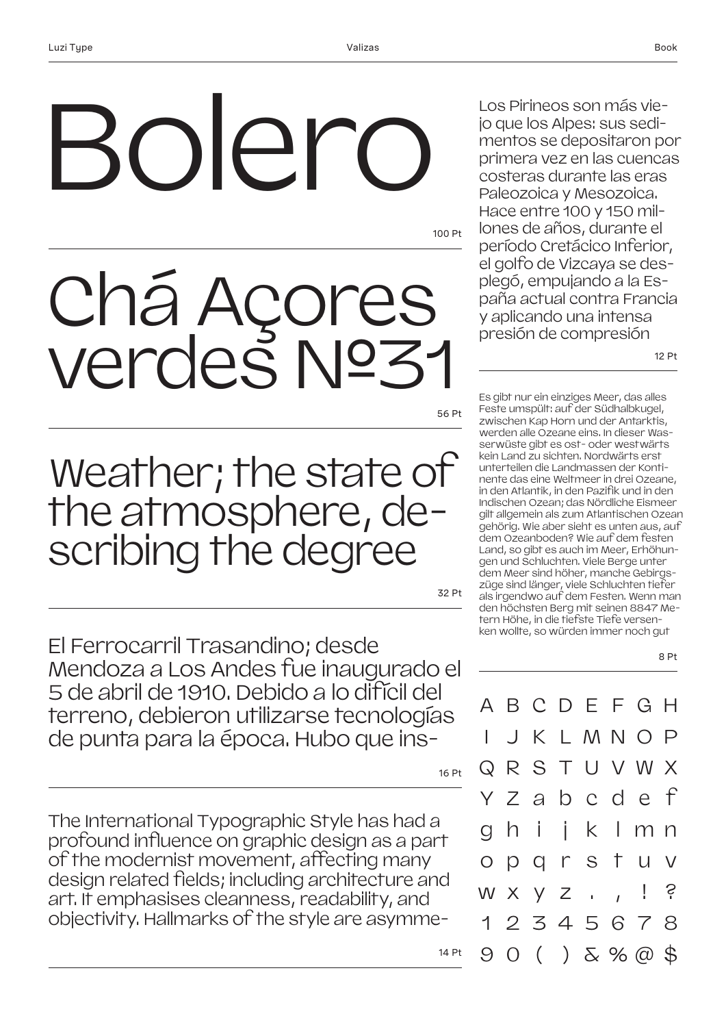# Bolero

100 Pt

# Chá Açores verdes №31

56 Pt

## Weather; the state of the atmosphere, describing the degree

32 Pt

El Ferrocarril Trasandino; desde Mendoza a Los Andes fue inaugurado el 5 de abril de 1910. Debido a lo difícil del terreno, debieron utilizarse tecnologías de punta para la época. Hubo que ins-

16 Pt

The International Typographic Style has had a profound influence on graphic design as a part of the modernist movement, affecting many design related fields; including architecture and art. It emphasises cleanness, readability, and objectivity. Hallmarks of the style are asymme-

14 Pt

Los Pirineos son más viejo que los Alpes: sus sedimentos se depositaron por primera vez en las cuencas costeras durante las eras Paleozoica y Mesozoica. Hace entre 100 y 150 millones de años, durante el período Cretácico Inferior, el golfo de Vizcaya se desplegó, empujando a la España actual contra Francia y aplicando una intensa presión de compresión

12 Pt

Es gibt nur ein einziges Meer, das alles Feste umspült: auf der Südhalbkugel, zwischen Kap Horn und der Antarktis, werden alle Ozeane eins. In dieser Wasserwüste gibt es ost- oder westwärts kein Land zu sichten. Nordwärts erst unterteilen die Landmassen der Kontinente das eine Weltmeer in drei Ozeane, in den Atlantik, in den Pazifik und in den Indischen Ozean; das Nördliche Eismeer gilt allgemein als zum Atlantischen Ozean gehörig. Wie aber sieht es unten aus, auf dem Ozeanboden? Wie auf dem festen Land, so gibt es auch im Meer, Erhöhungen und Schluchten. Viele Berge unter dem Meer sind höher, manche Gebirgszüge sind länger, viele Schluchten tiefer als irgendwo auf dem Festen. Wenn man den höchsten Berg mit seinen 8847 Metern Höhe, in die tiefste Tiefe versenken wollte, so würden immer noch gut

8 Pt

A B C D E F G H
I J K L M N O P
Q R S T U V W X
Y Z a b c d e f
g h i j k l m n
o p q r s t u v
w x y z . , ! ?
1 2 3 4 5 6 7 8
9 0 ( ) & % @ $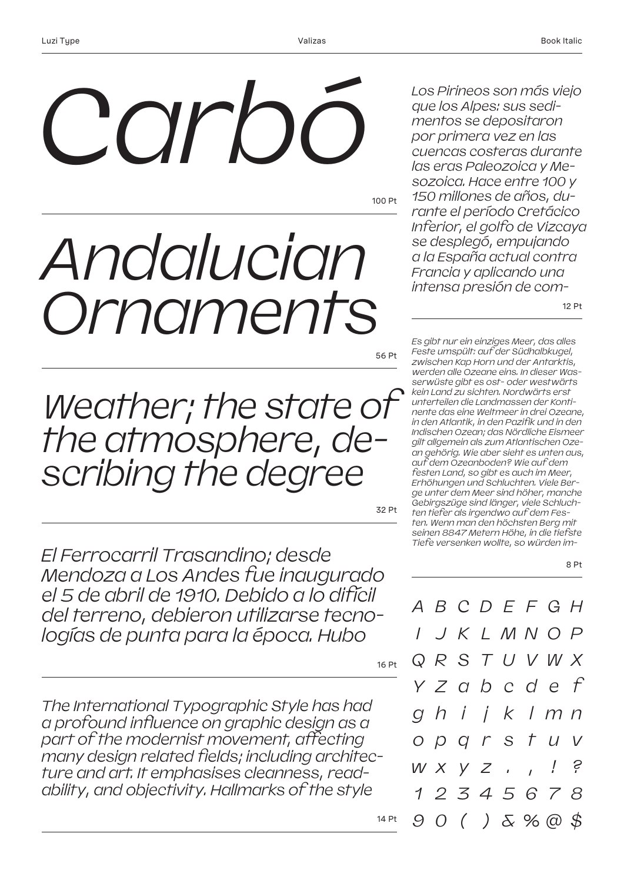*Carbó*

100 Pt

*Andalucian Ornaments*

56 Pt

*Weather; the state of the atmosphere, describing the degree*

32 Pt

*El Ferrocarril Trasandino; desde Mendoza a Los Andes fue inaugurado el 5 de abril de 1910. Debido a lo difícil del terreno, debieron utilizarse tecnologías de punta para la época. Hubo*

16 Pt

*The International Typographic Style has had a profound influence on graphic design as a part of the modernist movement, affecting many design related fields; including architecture and art. It emphasises cleanness, readability, and objectivity. Hallmarks of the style*

14 Pt

*Los Pirineos son más viejo que los Alpes: sus sedimentos se depositaron por primera vez en las cuencas costeras durante las eras Paleozoica y Mesozoica. Hace entre 100 y 150 millones de años, durante el período Cretácico Inferior, el golfo de Vizcaya se desplegó, empujando a la España actual contra Francia y aplicando una intensa presión de com-*

12 Pt

*Es gibt nur ein einziges Meer, das alles Feste umspült: auf der Südhalbkugel, zwischen Kap Horn und der Antarktis, werden alle Ozeane eins. In dieser Wasserwüste gibt es ost- oder westwärts kein Land zu sichten. Nordwärts erst unterteilen die Landmassen der Kontinente das eine Weltmeer in drei Ozeane, in den Atlantik, in den Pazifik und in den Indischen Ozean; das Nördliche Eismeer gilt allgemein als zum Atlantischen Ozean gehörig. Wie aber sieht es unten aus, auf dem Ozeanboden? Wie auf dem festen Land, so gibt es auch im Meer, Erhöhungen und Schluchten. Viele Berge unter dem Meer sind höher, manche Gebirgszüge sind länger, viele Schluchten tiefer als irgendwo auf dem Festen. Wenn man den höchsten Berg mit seinen 8847 Metern Höhe, in die tiefste Tiefe versenken wollte, so würden im-*

8 Pt

*A B C D E F G H*
*I J K L M N O P*
*Q R S T U V W X*
*Y Z a b c d e f*
*g h i j k l m n*
*o p q r s t u v*
*w x y z . , ! ?*
*1 2 3 4 5 6 7 8*
*9 0 ( ) & % @ $*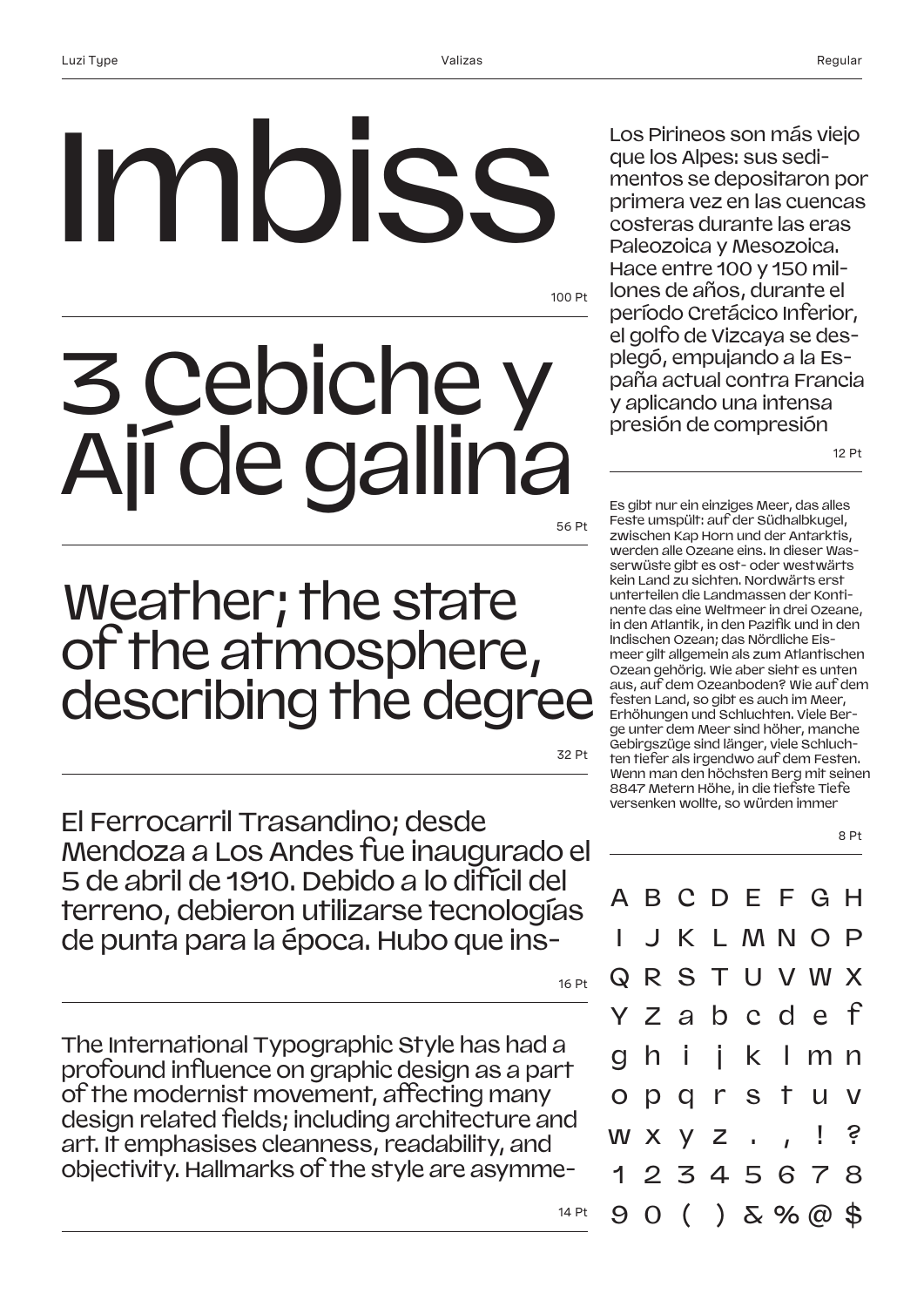# Imbiss

100 Pt

# 3 Cebiche y Ají de gallina

56 Pt

## Weather; the state of the atmosphere, describing the degree

32 Pt

El Ferrocarril Trasandino; desde Mendoza a Los Andes fue inaugurado el 5 de abril de 1910. Debido a lo difícil del terreno, debieron utilizarse tecnologías de punta para la época. Hubo que ins-

16 Pt

The International Typographic Style has had a profound influence on graphic design as a part of the modernist movement, affecting many design related fields; including architecture and art. It emphasises cleanness, readability, and objectivity. Hallmarks of the style are asymme-

14 Pt

Los Pirineos son más viejo que los Alpes: sus sedimentos se depositaron por primera vez en las cuencas costeras durante las eras Paleozoica y Mesozoica. Hace entre 100 y 150 millones de años, durante el período Cretácico Inferior, el golfo de Vizcaya se desplegó, empujando a la España actual contra Francia y aplicando una intensa presión de compresión

12 Pt

Es gibt nur ein einziges Meer, das alles Feste umspült: auf der Südhalbkugel, zwischen Kap Horn und der Antarktis, werden alle Ozeane eins. In dieser Wasserwüste gibt es ost- oder westwärts kein Land zu sichten. Nordwärts erst unterteilen die Landmassen der Kontinente das eine Weltmeer in drei Ozeane, in den Atlantik, in den Pazifik und in den Indischen Ozean; das Nördliche Eismeer gilt allgemein als zum Atlantischen Ozean gehörig. Wie aber sieht es unten aus, auf dem Ozeanboden? Wie auf dem festen Land, so gibt es auch im Meer, Erhöhungen und Schluchten. Viele Berge unter dem Meer sind höher, manche Gebirgszüge sind länger, viele Schluchten tiefer als irgendwo auf dem Festen. Wenn man den höchsten Berg mit seinen 8847 Metern Höhe, in die tiefste Tiefe versenken wollte, so würden immer

8 Pt

A B C D E F G H
I J K L M N O P
Q R S T U V W X
Y Z a b c d e f
g h i j k l m n
o p q r s t u v
w x y z . , ! ?
1 2 3 4 5 6 7 8
9 0 ( ) & % @ $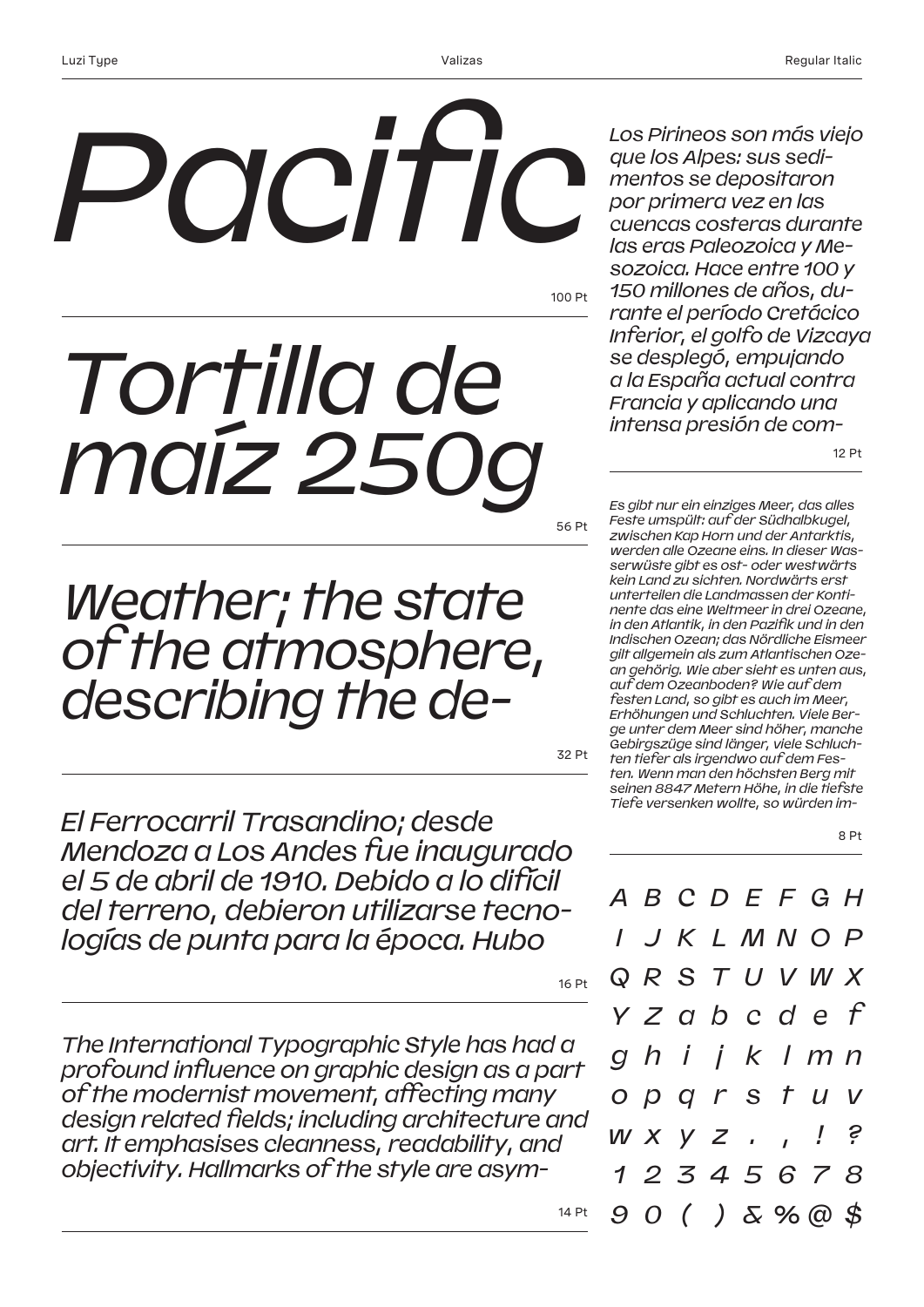Pacific

100 Pt

Tortilla de maíz 250g

56 Pt

Weather; the state of the atmosphere, describing the de-

32 Pt

El Ferrocarril Trasandino; desde Mendoza a Los Andes fue inaugurado el 5 de abril de 1910. Debido a lo difícil del terreno, debieron utilizarse tecnologías de punta para la época. Hubo

16 Pt

The International Typographic Style has had a profound influence on graphic design as a part of the modernist movement, affecting many design related fields; including architecture and art. It emphasises cleanness, readability, and objectivity. Hallmarks of the style are asym-

14 Pt

Los Pirineos son más viejo que los Alpes: sus sedimentos se depositaron por primera vez en las cuencas costeras durante las eras Paleozoica y Mesozoica. Hace entre 100 y 150 millones de años, durante el período Cretácico Inferior, el golfo de Vizcaya se desplegó, empujando a la España actual contra Francia y aplicando una intensa presión de com-

12 Pt

Es gibt nur ein einziges Meer, das alles Feste umspült: auf der Südhalbkugel, zwischen Kap Horn und der Antarktis, werden alle Ozeane eins. In dieser Wasserwüste gibt es ost- oder westwärts kein Land zu sichten. Nordwärts erst unterteilen die Landmassen der Kontinente das eine Weltmeer in drei Ozeane, in den Atlantik, in den Pazifik und in den Indischen Ozean; das Nördliche Eismeer gilt allgemein als zum Atlantischen Ozean gehörig. Wie aber sieht es unten aus, auf dem Ozeanboden? Wie auf dem festen Land, so gibt es auch im Meer, Erhöhungen und Schluchten. Viele Berge unter dem Meer sind höher, manche Gebirgszüge sind länger, viele Schluchten tiefer als irgendwo auf dem Festen. Wenn man den höchsten Berg mit seinen 8847 Metern Höhe, in die tiefste Tiefe versenken wollte, so würden im-

8 Pt

A B C D E F G H
I J K L M N O P
Q R S T U V W X
Y Z a b c d e f
g h i j k l m n
o p q r s t u v
w x y z . , ! ?
1 2 3 4 5 6 7 8
9 0 ( ) & % @ $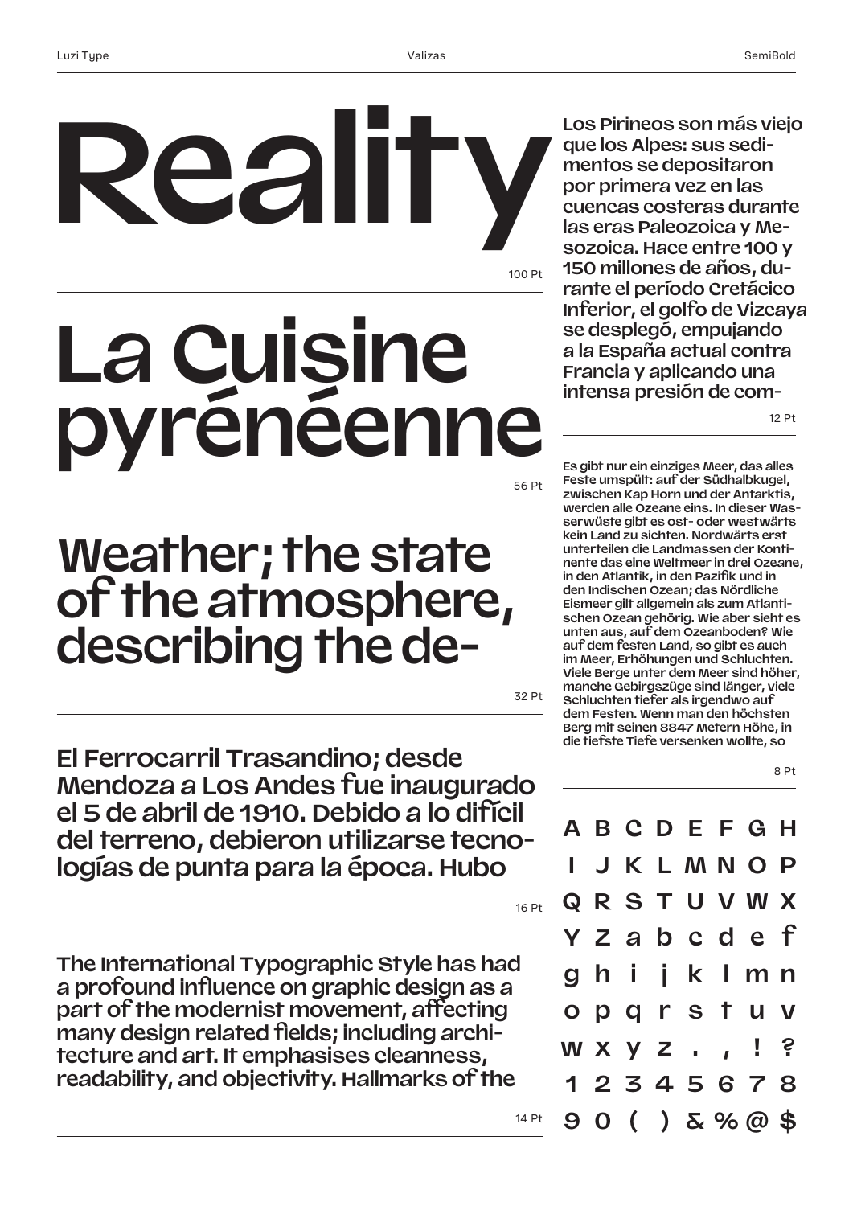Luzi Type — Valizas — SemiBold

# Reality

100 Pt

# La Cuisine pyrénéenne

56 Pt

## Weather; the state of the atmosphere, describing the de-

32 Pt

El Ferrocarril Trasandino; desde Mendoza a Los Andes fue inaugurado el 5 de abril de 1910. Debido a lo difícil del terreno, debieron utilizarse tecnologías de punta para la época. Hubo

16 Pt

The International Typographic Style has had a profound influence on graphic design as a part of the modernist movement, affecting many design related fields; including architecture and art. It emphasises cleanness, readability, and objectivity. Hallmarks of the

14 Pt

Los Pirineos son más viejo que los Alpes: sus sedimentos se depositaron por primera vez en las cuencas costeras durante las eras Paleozoica y Mesozoica. Hace entre 100 y 150 millones de años, durante el período Cretácico Inferior, el golfo de Vizcaya se desplegó, empujando a la España actual contra Francia y aplicando una intensa presión de com-

12 Pt

Es gibt nur ein einziges Meer, das alles Feste umspült: auf der Südhalbkugel, zwischen Kap Horn und der Antarktis, werden alle Ozeane eins. In dieser Wasserwüste gibt es ost- oder westwärts kein Land zu sichten. Nordwärts erst unterteilen die Landmassen der Kontinente das eine Weltmeer in drei Ozeane, in den Atlantik, in den Pazifik und in den Indischen Ozean; das Nördliche Eismeer gilt allgemein als zum Atlantischen Ozean gehörig. Wie aber sieht es unten aus, auf dem Ozeanboden? Wie auf dem festen Land, so gibt es auch im Meer, Erhöhungen und Schluchten. Viele Berge unter dem Meer sind höher, manche Gebirgszüge sind länger, viele Schluchten tiefer als irgendwo auf dem Festen. Wenn man den höchsten Berg mit seinen 8847 Metern Höhe, in die tiefste Tiefe versenken wollte, so

8 Pt

A B C D E F G H
I J K L M N O P
Q R S T U V W X
Y Z a b c d e f
g h i j k l m n
o p q r s t u v
w x y z . , ! ?
1 2 3 4 5 6 7 8
9 0 ( ) & % @ $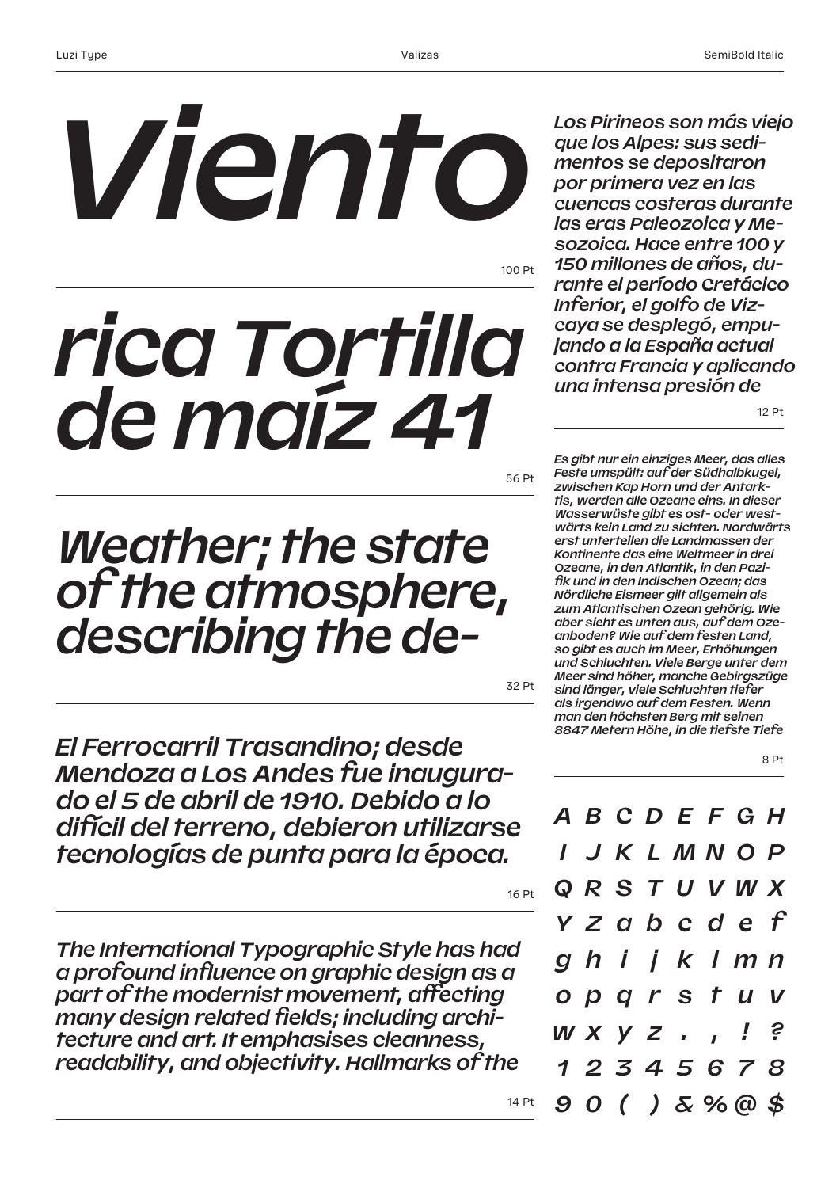# *Viento*

100 Pt

## *rica Tortilla de maíz 41*

56 Pt

### *Weather; the state of the atmosphere, describing the de-*

32 Pt

*El Ferrocarril Trasandino; desde Mendoza a Los Andes fue inaugurado el 5 de abril de 1910. Debido a lo difícil del terreno, debieron utilizarse tecnologías de punta para la época.*

16 Pt

*The International Typographic Style has had a profound influence on graphic design as a part of the modernist movement, affecting many design related fields; including architecture and art. It emphasises cleanness, readability, and objectivity. Hallmarks of the*

14 Pt

*Los Pirineos son más viejo que los Alpes: sus sedimentos se depositaron por primera vez en las cuencas costeras durante las eras Paleozoica y Mesozoica. Hace entre 100 y 150 millones de años, durante el período Cretácico Inferior, el golfo de Vizcaya se desplegó, empujando a la España actual contra Francia y aplicando una intensa presión de*

12 Pt

*Es gibt nur ein einziges Meer, das alles Feste umspült: auf der Südhalbkugel, zwischen Kap Horn und der Antarktis, werden alle Ozeane eins. In dieser Wasserwüste gibt es ost- oder westwärts kein Land zu sichten. Nordwärts erst unterteilen die Landmassen der Kontinente das eine Weltmeer in drei Ozeane, in den Atlantik, in den Pazifik und in den Indischen Ozean; das Nördliche Eismeer gilt allgemein als zum Atlantischen Ozean gehörig. Wie aber sieht es unten aus, auf dem Ozeanboden? Wie auf dem festen Land, so gibt es auch im Meer, Erhöhungen und Schluchten. Viele Berge unter dem Meer sind höher, manche Gebirgszüge sind länger, viele Schluchten tiefer als irgendwo auf dem Festen. Wenn man den höchsten Berg mit seinen 8847 Metern Höhe, in die tiefste Tiefe*

8 Pt

*A B C D E F G H*
*I J K L M N O P*
*Q R S T U V W X*
*Y Z a b c d e f*
*g h i j k l m n*
*o p q r s t u v*
*w x y z . , ! ?*
*1 2 3 4 5 6 7 8*
*9 0 ( ) & % @ $*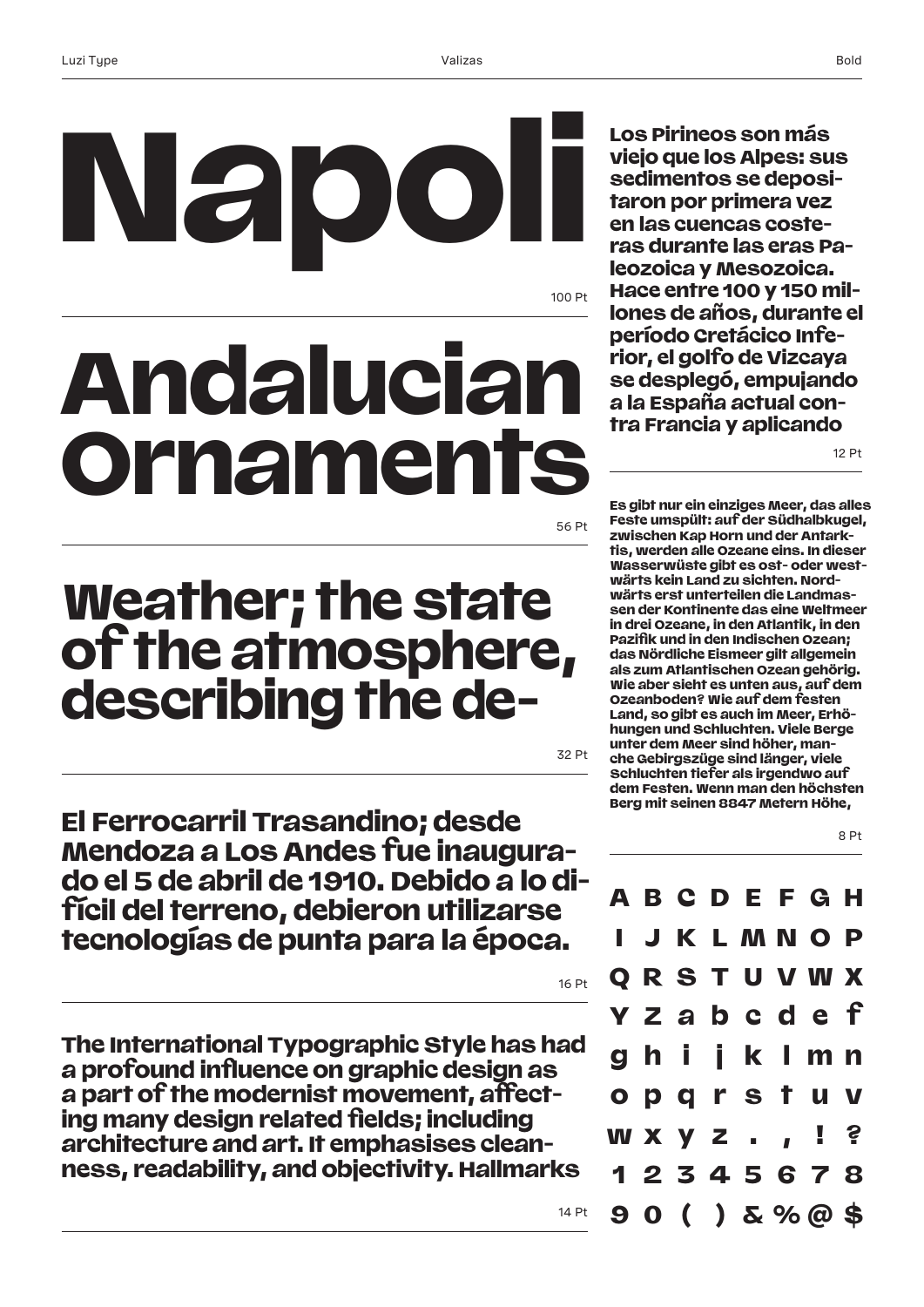# Napoli

100 Pt

# Andalucian Ornaments

56 Pt

## Weather; the state of the atmosphere, describing the de-

32 Pt

El Ferrocarril Trasandino; desde Mendoza a Los Andes fue inaugurado el 5 de abril de 1910. Debido a lo difícil del terreno, debieron utilizarse tecnologías de punta para la época.

16 Pt

The International Typographic Style has had a profound influence on graphic design as a part of the modernist movement, affecting many design related fields; including architecture and art. It emphasises cleanness, readability, and objectivity. Hallmarks

14 Pt

Los Pirineos son más viejo que los Alpes: sus sedimentos se depositaron por primera vez en las cuencas costeras durante las eras Paleozoica y Mesozoica. Hace entre 100 y 150 millones de años, durante el período Cretácico Inferior, el golfo de Vizcaya se desplegó, empujando a la España actual contra Francia y aplicando

12 Pt

Es gibt nur ein einziges Meer, das alles Feste umspült: auf der Südhalbkugel, zwischen Kap Horn und der Antarktis, werden alle Ozeane eins. In dieser Wasserwüste gibt es ost- oder westwärts kein Land zu sichten. Nordwärts erst unterteilen die Landmassen der Kontinente das eine Weltmeer in drei Ozeane, in den Atlantik, in den Pazifik und in den Indischen Ozean; das Nördliche Eismeer gilt allgemein als zum Atlantischen Ozean gehörig. Wie aber sieht es unten aus, auf dem Ozeanboden? Wie auf dem festen Land, so gibt es auch im Meer, Erhöhungen und Schluchten. Viele Berge unter dem Meer sind höher, manche Gebirgszüge sind länger, viele Schluchten tiefer als irgendwo auf dem Festen. Wenn man den höchsten Berg mit seinen 8847 Metern Höhe,

8 Pt

A B C D E F G H
I J K L M N O P
Q R S T U V W X
Y Z a b c d e f
g h i j k l m n
o p q r s t u v
w x y z . , ! ?
1 2 3 4 5 6 7 8
9 0 ( ) & % @ $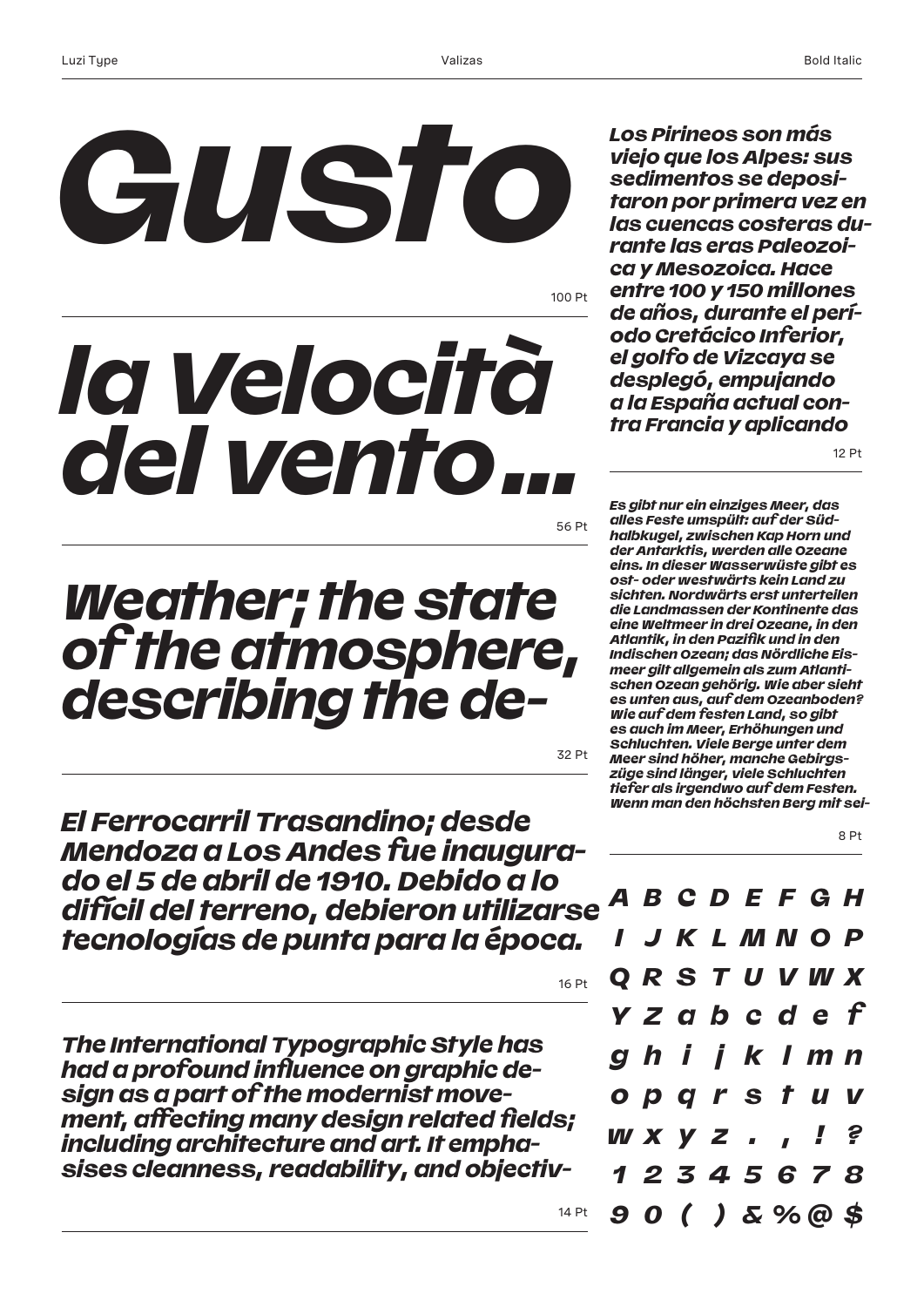Gusto

100 Pt

la Velocità del vento...

56 Pt

Weather; the state of the atmosphere, describing the de-

32 Pt

El Ferrocarril Trasandino; desde Mendoza a Los Andes fue inaugurado el 5 de abril de 1910. Debido a lo difícil del terreno, debieron utilizarse tecnologías de punta para la época.

16 Pt

The International Typographic Style has had a profound influence on graphic design as a part of the modernist movement, affecting many design related fields; including architecture and art. It emphasises cleanness, readability, and objectiv-

14 Pt

Los Pirineos son más viejo que los Alpes: sus sedimentos se depositaron por primera vez en las cuencas costeras durante las eras Paleozoica y Mesozoica. Hace entre 100 y 150 millones de años, durante el período Cretácico Inferior, el golfo de Vizcaya se desplegó, empujando a la España actual contra Francia y aplicando

12 Pt

Es gibt nur ein einziges Meer, das alles Feste umspült: auf der Südhalbkugel, zwischen Kap Horn und der Antarktis, werden alle Ozeane eins. In dieser Wasserwüste gibt es ost- oder westwärts kein Land zu sichten. Nordwärts erst unterteilen die Landmassen der Kontinente das eine Weltmeer in drei Ozeane, in den Atlantik, in den Pazifik und in den Indischen Ozean; das Nördliche Eismeer gilt allgemein als zum Atlantischen Ozean gehörig. Wie aber sieht es unten aus, auf dem Ozeanboden? Wie auf dem festen Land, so gibt es auch im Meer, Erhöhungen und Schluchten. Viele Berge unter dem Meer sind höher, manche Gebirgszüge sind länger, viele Schluchten tiefer als irgendwo auf dem Festen. Wenn man den höchsten Berg mit sei-

8 Pt

A B C D E F G H
I J K L M N O P
Q R S T U V W X
Y Z a b c d e f
g h i j k l m n
o p q r s t u v
w x y z . , ! ?
1 2 3 4 5 6 7 8
9 0 ( ) & % @ $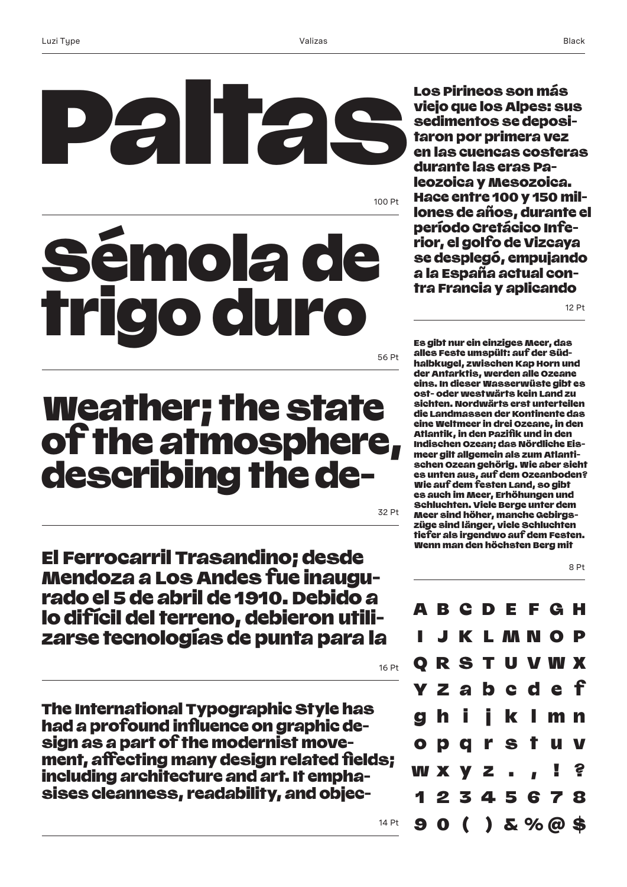# Paltas

100 Pt

# Sémola de trigo duro

56 Pt

## Weather; the state of the atmosphere, describing the de-

32 Pt

El Ferrocarril Trasandino; desde Mendoza a Los Andes fue inaugurado el 5 de abril de 1910. Debido a lo difícil del terreno, debieron utilizarse tecnologías de punta para la

16 Pt

The International Typographic Style has had a profound influence on graphic design as a part of the modernist movement, affecting many design related fields; including architecture and art. It emphasises cleanness, readability, and objec-

14 Pt

Los Pirineos son más viejo que los Alpes: sus sedimentos se depositaron por primera vez en las cuencas costeras durante las eras Paleozoica y Mesozoica. Hace entre 100 y 150 millones de años, durante el período Cretácico Inferior, el golfo de Vizcaya se desplegó, empujando a la España actual contra Francia y aplicando

12 Pt

Es gibt nur ein einziges Meer, das alles Feste umspült: auf der Südhalbkugel, zwischen Kap Horn und der Antarktis, werden alle Ozeane eins. In dieser Wasserwüste gibt es ost- oder westwärts kein Land zu sichten. Nordwärts erst unterteilen die Landmassen der Kontinente das eine Weltmeer in drei Ozeane, in den Atlantik, in den Pazifik und in den Indischen Ozean; das Nördliche Eismeer gilt allgemein als zum Atlantischen Ozean gehörig. Wie aber sieht es unten aus, auf dem Ozeanboden? Wie auf dem festen Land, so gibt es auch im Meer, Erhöhungen und Schluchten. Viele Berge unter dem Meer sind höher, manche Gebirgszüge sind länger, viele Schluchten tiefer als irgendwo auf dem Festen. Wenn man den höchsten Berg mit

8 Pt

A B C D E F G H
I J K L M N O P
Q R S T U V W X
Y Z a b c d e f
g h i j k l m n
o p q r s t u v
w x y z . , ! ?
1 2 3 4 5 6 7 8
9 0 ( ) & % @ $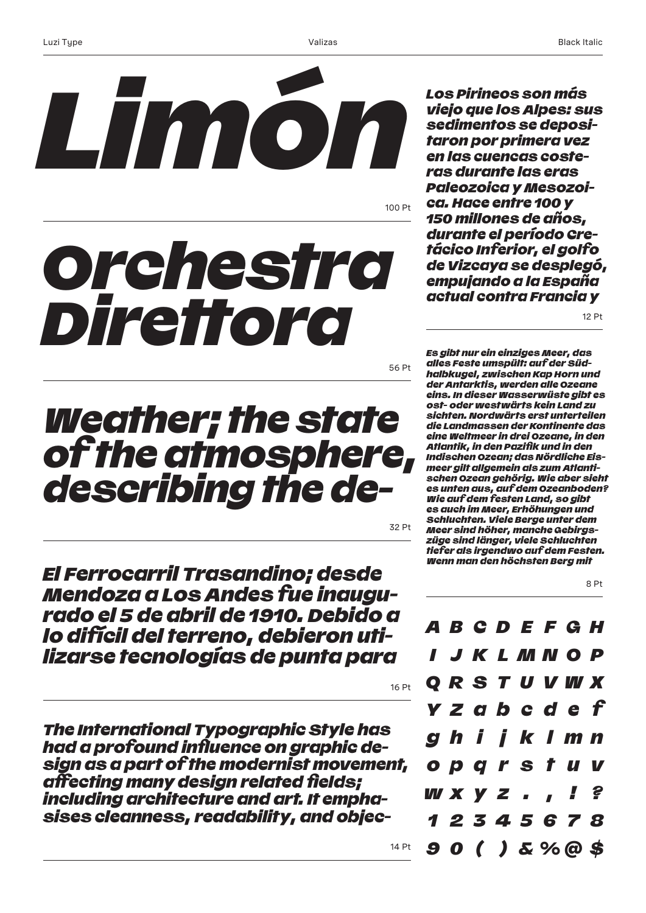# Limón

100 Pt

# Orchestra Direttora

56 Pt

## Weather; the state of the atmosphere, describing the de-

32 Pt

El Ferrocarril Trasandino; desde Mendoza a Los Andes fue inaugurado el 5 de abril de 1910. Debido a lo difícil del terreno, debieron utilizarse tecnologías de punta para

16 Pt

The International Typographic Style has had a profound influence on graphic design as a part of the modernist movement, affecting many design related fields; including architecture and art. It emphasises cleanness, readability, and objec-

14 Pt

Los Pirineos son más viejo que los Alpes: sus sedimentos se depositaron por primera vez en las cuencas costeras durante las eras Paleozoica y Mesozoica. Hace entre 100 y 150 millones de años, durante el período Cretácico Inferior, el golfo de Vizcaya se desplegó, empujando a la España actual contra Francia y

12 Pt

Es gibt nur ein einziges Meer, das alles Feste umspült: auf der Südhalbkugel, zwischen Kap Horn und der Antarktis, werden alle Ozeane eins. In dieser Wasserwüste gibt es ost- oder westwärts kein Land zu sichten. Nordwärts erst unterteilen die Landmassen der Kontinente das eine Weltmeer in drei Ozeane, in den Atlantik, in den Pazifik und in den Indischen Ozean; das Nördliche Eismeer gilt allgemein als zum Atlantischen Ozean gehörig. Wie aber sieht es unten aus, auf dem Ozeanboden? Wie auf dem festen Land, so gibt es auch im Meer, Erhöhungen und Schluchten. Viele Berge unter dem Meer sind höher, manche Gebirgszüge sind länger, viele Schluchten tiefer als irgendwo auf dem Festen. Wenn man den höchsten Berg mit

8 Pt

A B C D E F G H
I J K L M N O P
Q R S T U V W X
Y Z a b c d e f
g h i j k l m n
o p q r s t u v
w x y z . , ! ?
1 2 3 4 5 6 7 8
9 0 ( ) & % @ $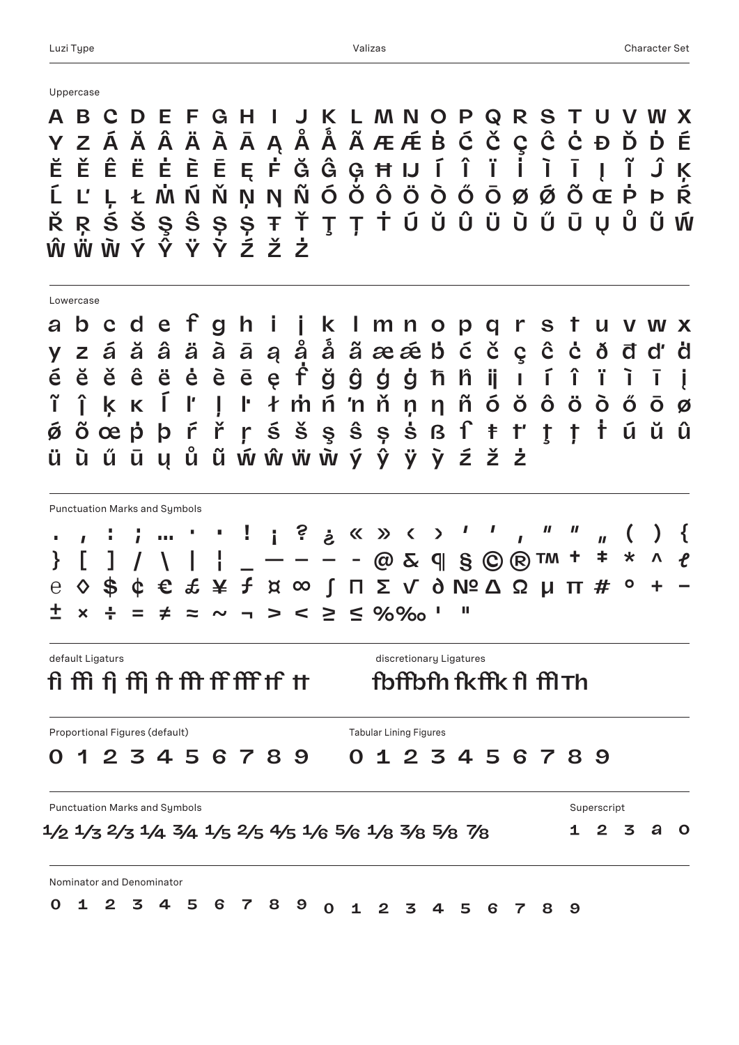## Uppercase

A B C D E F G H I J K L M N O P Q R S T U V W X
Y Z Á Ă Â Ä À Ā Ą Å Ǻ Ã Æ Ǽ Ḃ Ć Č Ç Ĉ Ċ Đ Ď Ḋ É
Ĕ Ě Ê Ë Ė È Ē Ę Ḟ Ğ Ĝ Ģ Ħ Ĳ Í Î Ï İ Ì Ī Į Ĩ Ĵ Ķ
Ĺ Ľ Ļ Ł Ṁ Ń Ň Ņ Ŋ Ñ Ó Ŏ Ô Ö Ò Ő Ō Ø Ǿ Õ Œ Ṗ Þ Ŕ
Ř Ŗ Ś Š Ş Ŝ Ș Ṣ Ŧ Ť Ţ Ț Ṫ Ú Ŭ Û Ü Ù Ű Ū Ų Ů Ũ Ẃ
Ŵ Ẅ Ẁ Ý Ŷ Ÿ Ỳ Ź Ž Ż

## Lowercase

a b c d e f g h i j k l m n o p q r s t u v w x
y z á ă â ä à ā ą å ǻ ã æ ǽ ḃ ć č ç ĉ ċ ð đ ď ḋ
é ĕ ě ê ë ė è ē ę ḟ ğ ĝ ģ ġ ħ ĥ ĳ ı í î ï ì ī į
ĩ ĵ ķ ĸ ĺ ľ ļ ŀ ł ṁ ń ŉ ň ņ ŋ ñ ó ŏ ô ö ò ő ō ø
ǿ õ œ ṗ þ ŕ ř ŗ ś š ş ŝ ș ṡ ß ſ ŧ ť ţ ț ṫ ú ŭ û
ü ù ű ū ų ů ũ ẃ ŵ ẅ ẁ ý ŷ ÿ ỳ ź ž ż

## Punctuation Marks and Symbols

. , : ; … · • ! ¡ ? ¿ « » ‹ › ' ' ‚ " " „ ( ) {
} [ ] / \ | ¦ _ — – ‒ - @ & ¶ § © ® ™ † ‡ * ^ ℓ
℮ ◊ $ ¢ € £ ¥ ƒ ¤ ∞ ∫ ∏ ∑ √ ∂ № ∆ Ω µ π # ° + −
± × ÷ = ≠ ≈ ~ ¬ > < ≥ ≤ % ‰ ' "

## default Ligaturs

fi ffi fj ffj ft fft ff fff tf tt

## discretionary Ligatures

fb ffb fh fk ffk fl ffl Th

## Proportional Figures (default)

0 1 2 3 4 5 6 7 8 9

## Tabular Lining Figures

0 1 2 3 4 5 6 7 8 9

## Punctuation Marks and Symbols

½ ⅓ ⅔ ¼ ¾ ⅕ ⅖ ⅘ ⅙ ⅚ ⅛ ⅜ ⅝ ⅞

## Superscript

1 2 3 a o

## Nominator and Denominator

0 1 2 3 4 5 6 7 8 9 0 1 2 3 4 5 6 7 8 9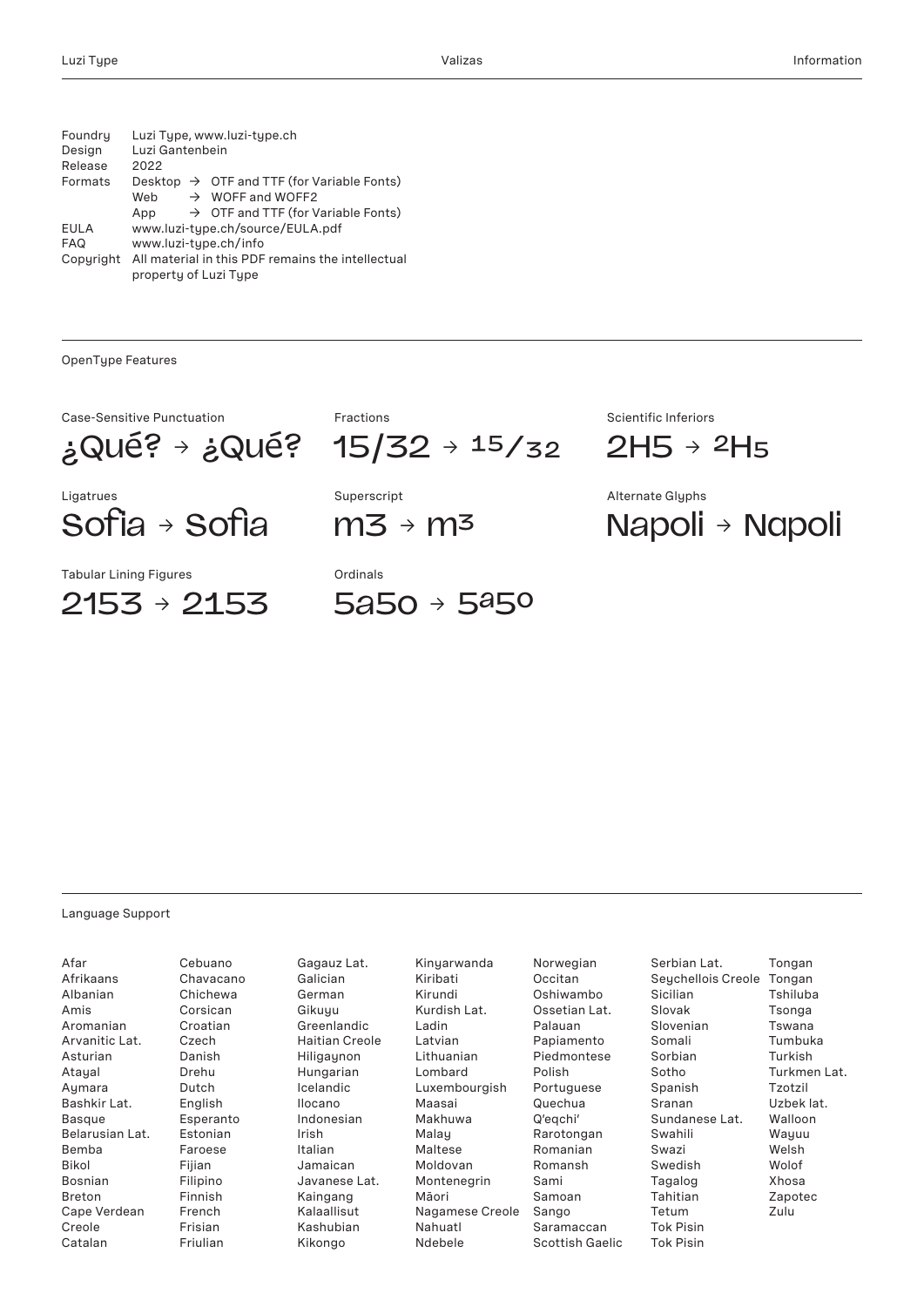| | |
|---|---|
| Foundry | Luzi Type, www.luzi-type.ch |
| Design | Luzi Gantenbein |
| Release | 2022 |
| Formats | Desktop → OTF and TTF (for Variable Fonts) |
| | Web → WOFF and WOFF2 |
| | App → OTF and TTF (for Variable Fonts) |
| EULA | www.luzi-type.ch/source/EULA.pdf |
| FAQ | www.luzi-type.ch/info |
| Copyright | All material in this PDF remains the intellectual property of Luzi Type |

## OpenType Features

Case-Sensitive Punctuation
¿Qué? → ¿Qué?

Fractions
15/32 → 15/32

Scientific Inferiors
2H5 → $^{2}H_{5}$

Ligatrues
Sofia → Sofia

Superscript
m3 → $m^{3}$

Alternate Glyphs
Napoli → Napoli

Tabular Lining Figures
2153 → 2153

Ordinals
5a5o → $5^{a}5^{o}$

## Language Support

Afar
Afrikaans
Albanian
Amis
Aromanian
Arvanitic Lat.
Asturian
Atayal
Aymara
Bashkir Lat.
Basque
Belarusian Lat.
Bemba
Bikol
Bosnian
Breton
Cape Verdean
Creole
Catalan
Cebuano
Chavacano
Chichewa
Corsican
Croatian
Czech
Danish
Drehu
Dutch
English
Esperanto
Estonian
Faroese
Fijian
Filipino
Finnish
French
Frisian
Friulian
Gagauz Lat.
Galician
German
Gikuyu
Greenlandic
Haitian Creole
Hiligaynon
Hungarian
Icelandic
Ilocano
Indonesian
Irish
Italian
Jamaican
Javanese Lat.
Kaingang
Kalaallisut
Kashubian
Kikongo
Kinyarwanda
Kiribati
Kirundi
Kurdish Lat.
Ladin
Latvian
Lithuanian
Lombard
Luxembourgish
Maasai
Makhuwa
Malay
Maltese
Moldovan
Montenegrin
Māori
Nagamese Creole
Nahuatl
Ndebele
Norwegian
Occitan
Oshiwambo
Ossetian Lat.
Palauan
Papiamento
Piedmontese
Polish
Portuguese
Quechua
Q'eqchi'
Rarotongan
Romanian
Romansh
Sami
Samoan
Sango
Saramaccan
Scottish Gaelic
Serbian Lat.
Seychellois Creole
Sicilian
Slovak
Slovenian
Somali
Sorbian
Sotho
Spanish
Sranan
Sundanese Lat.
Swahili
Swazi
Swedish
Tagalog
Tahitian
Tetum
Tok Pisin
Tok Pisin
Tongan
Tongan
Tshiluba
Tsonga
Tswana
Tumbuka
Turkish
Turkmen Lat.
Tzotzil
Uzbek lat.
Walloon
Wayuu
Welsh
Wolof
Xhosa
Zapotec
Zulu